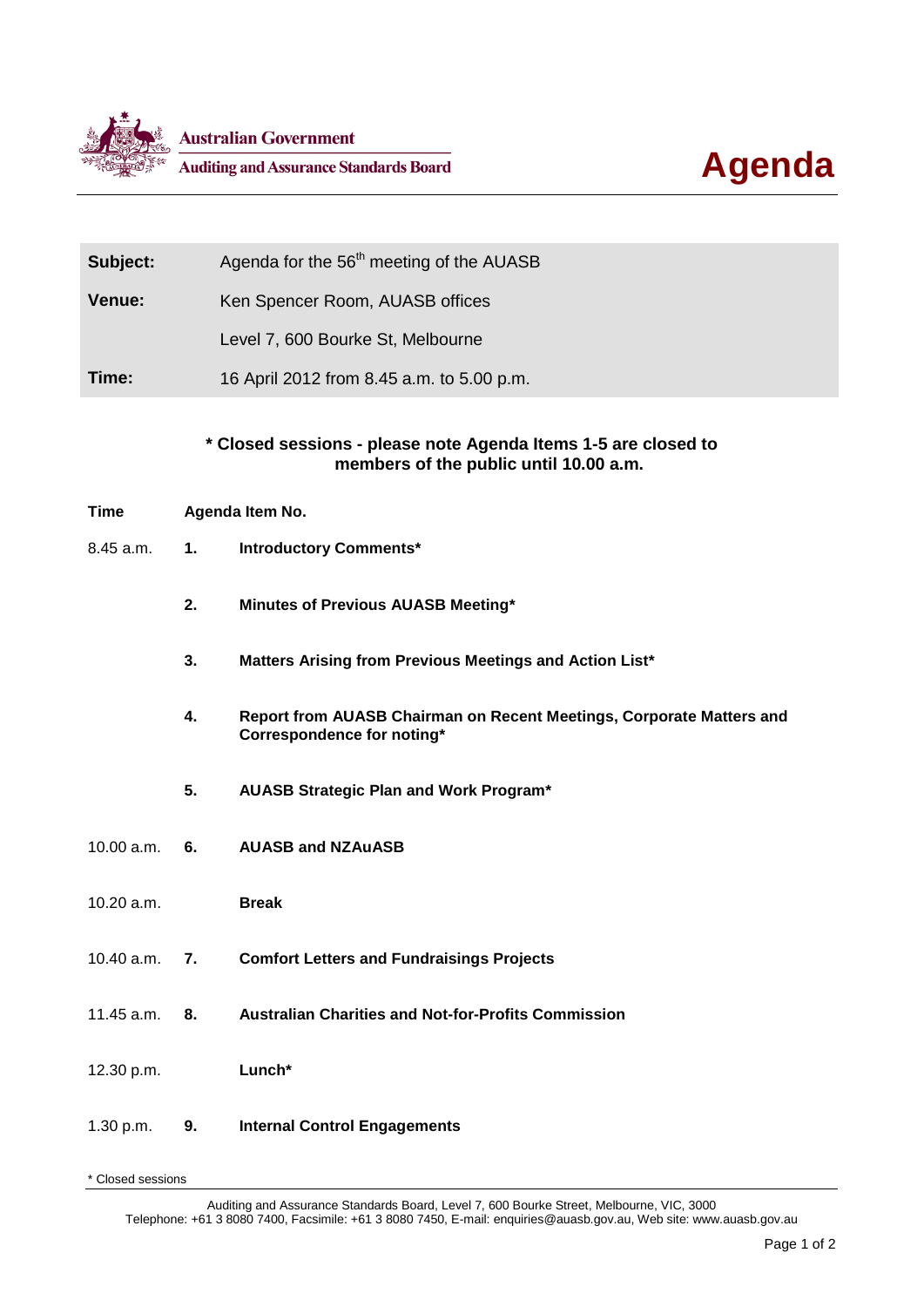Australian Government

Auditing and Assurance Standards Board

# Agenda

| | |
|---|---|
| **Subject:** | Agenda for the 56th meeting of the AUASB |
| **Venue:** | Ken Spencer Room, AUASB offices |
| | Level 7, 600 Bourke St, Melbourne |
| **Time:** | 16 April 2012 from 8.45 a.m. to 5.00 p.m. |

**\* Closed sessions - please note Agenda Items 1-5 are closed to members of the public until 10.00 a.m.**

| Time | Agenda Item No. | |
|---|---|---|
| 8.45 a.m. | **1.** | **Introductory Comments\*** |
| | **2.** | **Minutes of Previous AUASB Meeting\*** |
| | **3.** | **Matters Arising from Previous Meetings and Action List\*** |
| | **4.** | **Report from AUASB Chairman on Recent Meetings, Corporate Matters and Correspondence for noting\*** |
| | **5.** | **AUASB Strategic Plan and Work Program\*** |
| 10.00 a.m. | **6.** | **AUASB and NZAuASB** |
| 10.20 a.m. | | **Break** |
| 10.40 a.m. | **7.** | **Comfort Letters and Fundraisings Projects** |
| 11.45 a.m. | **8.** | **Australian Charities and Not-for-Profits Commission** |
| 12.30 p.m. | | **Lunch\*** |
| 1.30 p.m. | **9.** | **Internal Control Engagements** |

\* Closed sessions

Auditing and Assurance Standards Board, Level 7, 600 Bourke Street, Melbourne, VIC, 3000
Telephone: +61 3 8080 7400, Facsimile: +61 3 8080 7450, E-mail: enquiries@auasb.gov.au, Web site: www.auasb.gov.au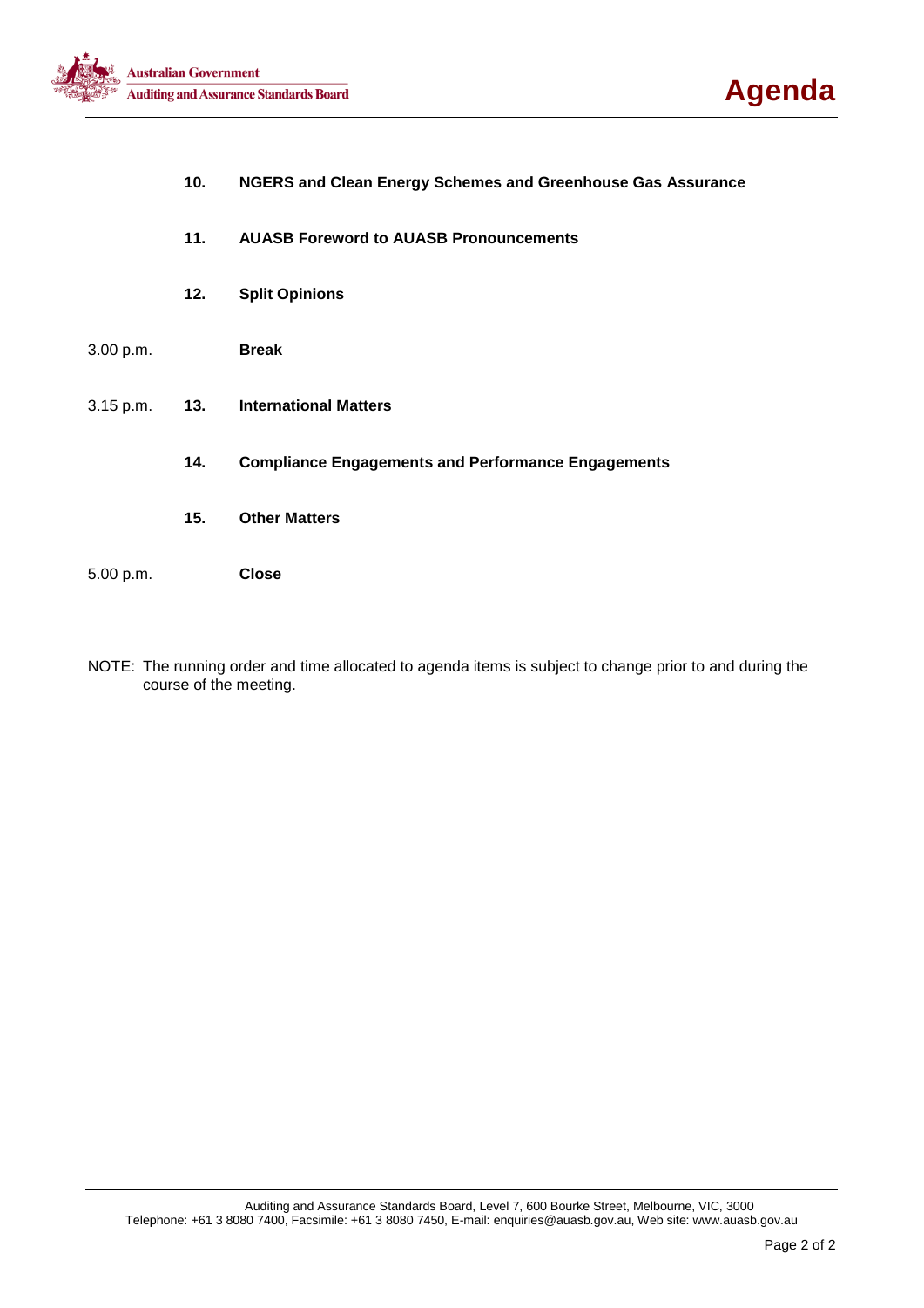| | | |
|---|---|---|
| | **10.** | **NGERS and Clean Energy Schemes and Greenhouse Gas Assurance** |
| | **11.** | **AUASB Foreword to AUASB Pronouncements** |
| | **12.** | **Split Opinions** |
| 3.00 p.m. | | **Break** |
| 3.15 p.m. | **13.** | **International Matters** |
| | **14.** | **Compliance Engagements and Performance Engagements** |
| | **15.** | **Other Matters** |
| 5.00 p.m. | | **Close** |

NOTE: The running order and time allocated to agenda items is subject to change prior to and during the course of the meeting.